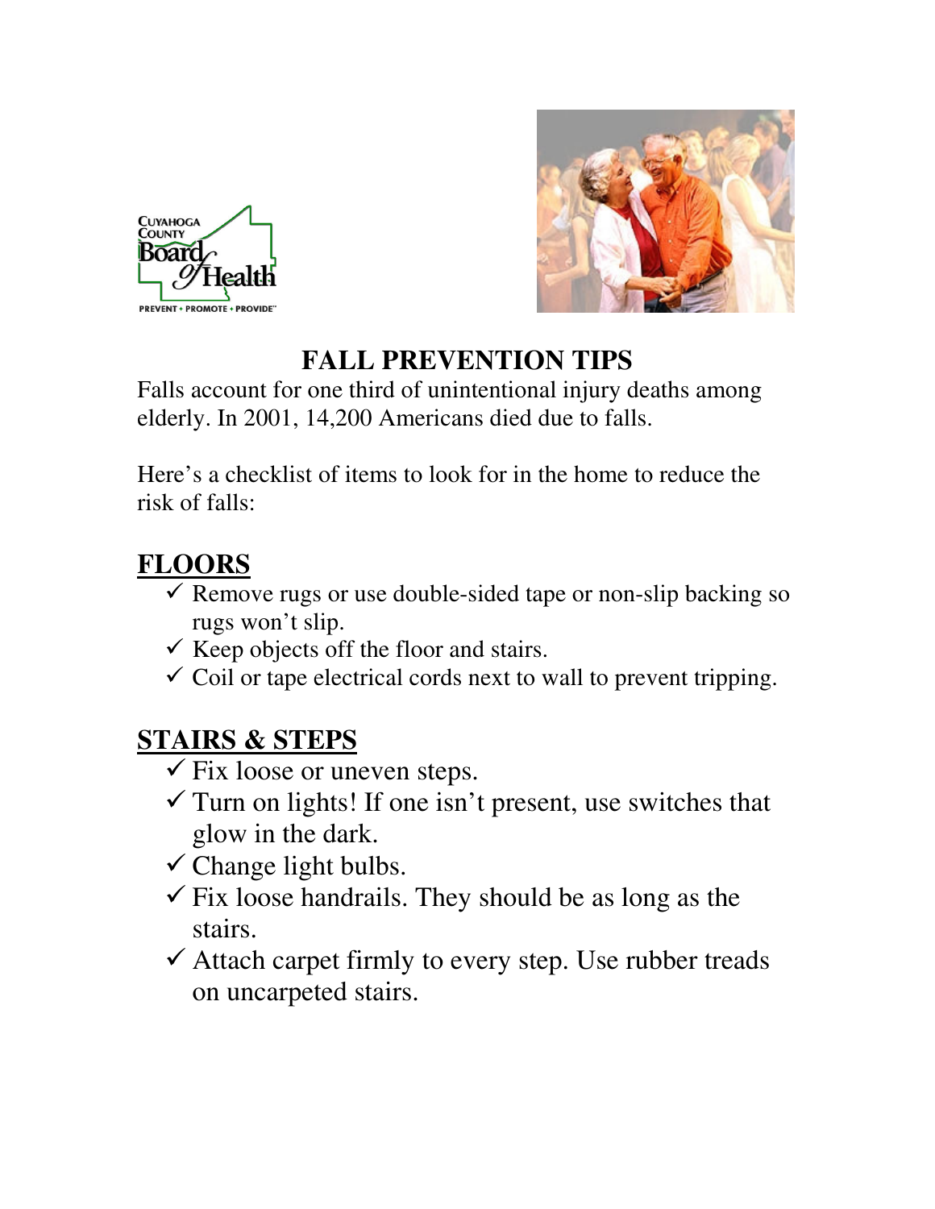# FALL PREVENTION TIPS

Falls account for one third of unintentional injury deaths among elderly. In 2001, 14,200 Americans died due to falls.

Here's a checklist of items to look for in the home to reduce the risk of falls:

## FLOORS

- ✓ Remove rugs or use double-sided tape or non-slip backing so rugs won't slip.
- ✓ Keep objects off the floor and stairs.
- ✓ Coil or tape electrical cords next to wall to prevent tripping.

## STAIRS & STEPS

- ✓ Fix loose or uneven steps.
- ✓ Turn on lights! If one isn't present, use switches that glow in the dark.
- ✓ Change light bulbs.
- ✓ Fix loose handrails. They should be as long as the stairs.
- ✓ Attach carpet firmly to every step. Use rubber treads on uncarpeted stairs.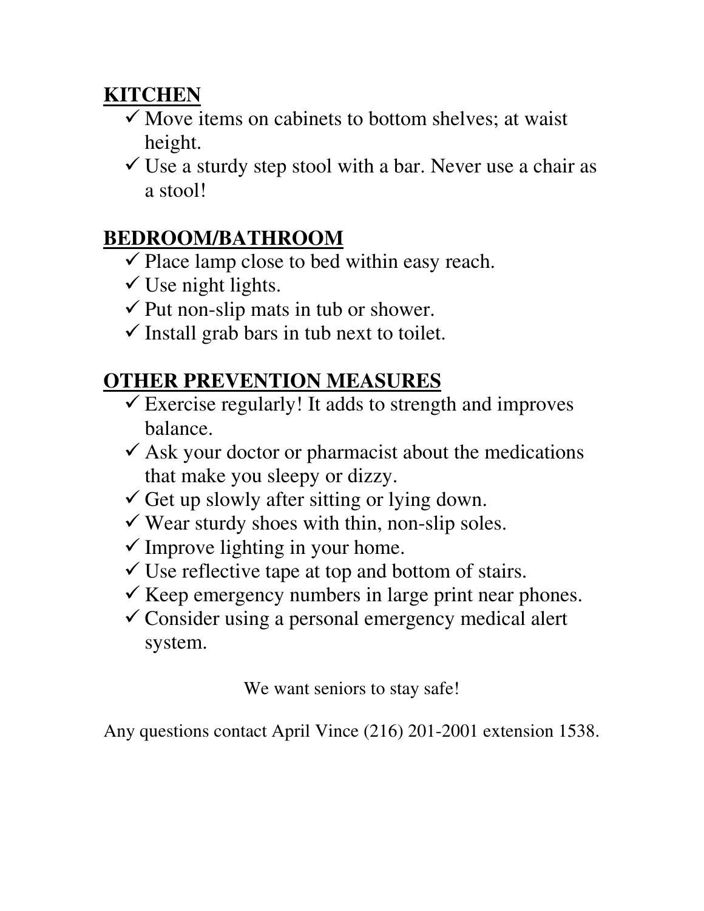## KITCHEN

- ✓ Move items on cabinets to bottom shelves; at waist height.
- ✓ Use a sturdy step stool with a bar. Never use a chair as a stool!

## BEDROOM/BATHROOM

- ✓ Place lamp close to bed within easy reach.
- ✓ Use night lights.
- ✓ Put non-slip mats in tub or shower.
- ✓ Install grab bars in tub next to toilet.

## OTHER PREVENTION MEASURES

- ✓ Exercise regularly! It adds to strength and improves balance.
- ✓ Ask your doctor or pharmacist about the medications that make you sleepy or dizzy.
- ✓ Get up slowly after sitting or lying down.
- ✓ Wear sturdy shoes with thin, non-slip soles.
- ✓ Improve lighting in your home.
- ✓ Use reflective tape at top and bottom of stairs.
- ✓ Keep emergency numbers in large print near phones.
- ✓ Consider using a personal emergency medical alert system.

We want seniors to stay safe!

Any questions contact April Vince (216) 201-2001 extension 1538.